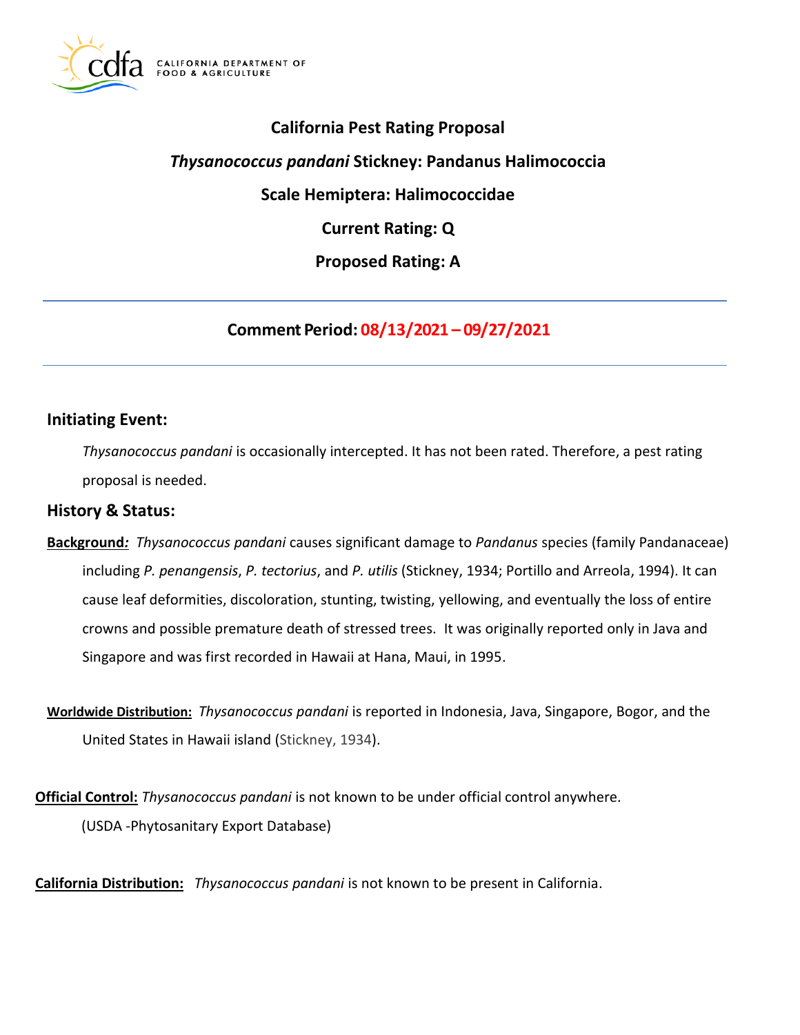# California Pest Rating Proposal

## *Thysanococcus pandani* Stickney: Pandanus Halimococcia

## Scale Hemiptera: Halimococcidae

**Current Rating: Q**

**Proposed Rating: A**

---

**Comment Period: 08/13/2021 – 09/27/2021**

---

## Initiating Event:

*Thysanococcus pandani* is occasionally intercepted. It has not been rated. Therefore, a pest rating proposal is needed.

## History & Status:

**Background*:*** *Thysanococcus pandani* causes significant damage to *Pandanus* species (family Pandanaceae) including *P. penangensis*, *P. tectorius*, and *P. utilis* (Stickney, 1934; Portillo and Arreola, 1994). It can cause leaf deformities, discoloration, stunting, twisting, yellowing, and eventually the loss of entire crowns and possible premature death of stressed trees. It was originally reported only in Java and Singapore and was first recorded in Hawaii at Hana, Maui, in 1995.

**Worldwide Distribution:** *Thysanococcus pandani* is reported in Indonesia, Java, Singapore, Bogor, and the United States in Hawaii island (Stickney, 1934).

**Official Control:** *Thysanococcus pandani* is not known to be under official control anywhere. (USDA -Phytosanitary Export Database)

**California Distribution:** *Thysanococcus pandani* is not known to be present in California.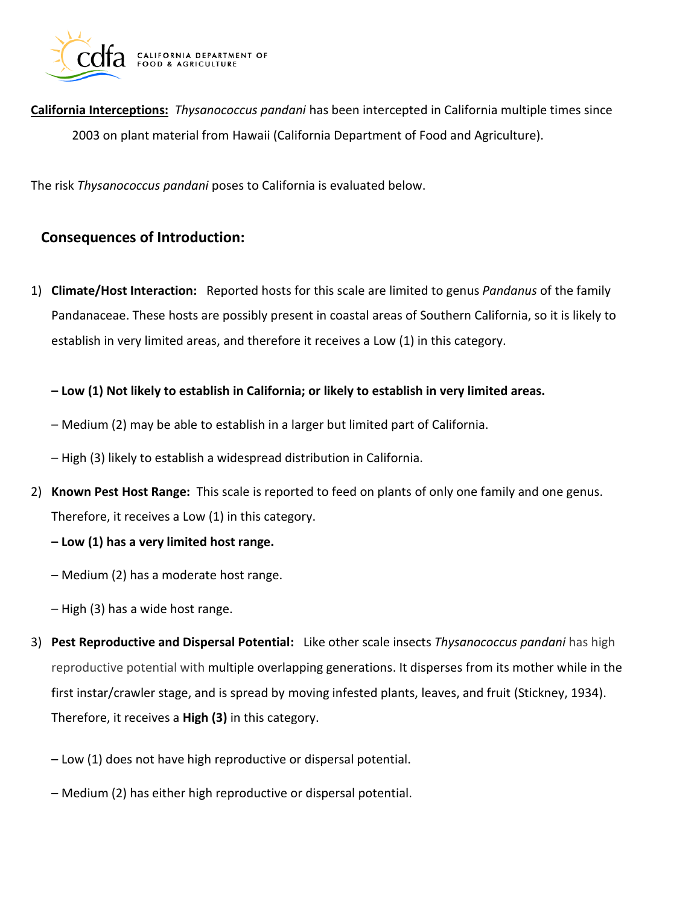**California Interceptions:** *Thysanococcus pandani* has been intercepted in California multiple times since 2003 on plant material from Hawaii (California Department of Food and Agriculture).

The risk *Thysanococcus pandani* poses to California is evaluated below.

## Consequences of Introduction:

1) **Climate/Host Interaction:** Reported hosts for this scale are limited to genus *Pandanus* of the family Pandanaceae. These hosts are possibly present in coastal areas of Southern California, so it is likely to establish in very limited areas, and therefore it receives a Low (1) in this category.

   **– Low (1) Not likely to establish in California; or likely to establish in very limited areas.**

   – Medium (2) may be able to establish in a larger but limited part of California.

   – High (3) likely to establish a widespread distribution in California.

2) **Known Pest Host Range:** This scale is reported to feed on plants of only one family and one genus. Therefore, it receives a Low (1) in this category.

   **– Low (1) has a very limited host range.**

   – Medium (2) has a moderate host range.

   – High (3) has a wide host range.

3) **Pest Reproductive and Dispersal Potential:** Like other scale insects *Thysanococcus pandani* has high reproductive potential with multiple overlapping generations. It disperses from its mother while in the first instar/crawler stage, and is spread by moving infested plants, leaves, and fruit (Stickney, 1934). Therefore, it receives a **High (3)** in this category.

   – Low (1) does not have high reproductive or dispersal potential.

   – Medium (2) has either high reproductive or dispersal potential.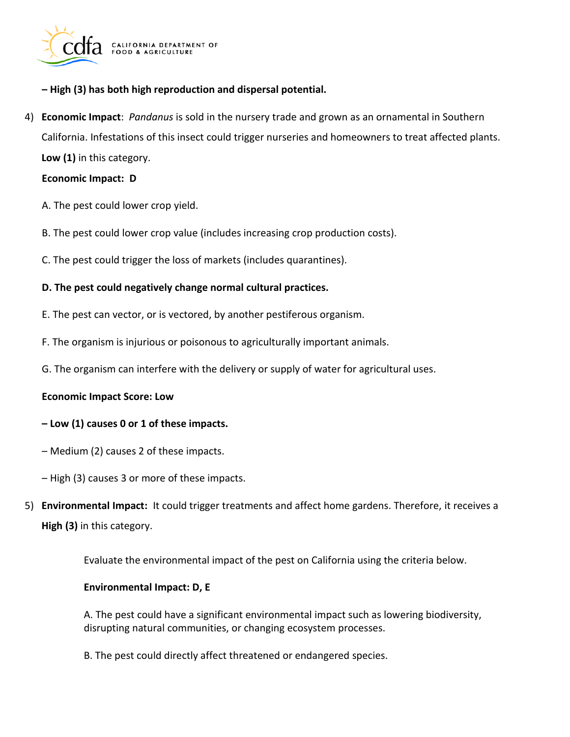**– High (3) has both high reproduction and dispersal potential.**

4) **Economic Impact**: *Pandanus* is sold in the nursery trade and grown as an ornamental in Southern California. Infestations of this insect could trigger nurseries and homeowners to treat affected plants. **Low (1)** in this category.

   **Economic Impact: D**

   A. The pest could lower crop yield.

   B. The pest could lower crop value (includes increasing crop production costs).

   C. The pest could trigger the loss of markets (includes quarantines).

   **D. The pest could negatively change normal cultural practices.**

   E. The pest can vector, or is vectored, by another pestiferous organism.

   F. The organism is injurious or poisonous to agriculturally important animals.

   G. The organism can interfere with the delivery or supply of water for agricultural uses.

   **Economic Impact Score: Low**

   **– Low (1) causes 0 or 1 of these impacts.**

   – Medium (2) causes 2 of these impacts.

   – High (3) causes 3 or more of these impacts.

5) **Environmental Impact:** It could trigger treatments and affect home gardens. Therefore, it receives a **High (3)** in this category.

   Evaluate the environmental impact of the pest on California using the criteria below.

   **Environmental Impact: D, E**

   A. The pest could have a significant environmental impact such as lowering biodiversity, disrupting natural communities, or changing ecosystem processes.

   B. The pest could directly affect threatened or endangered species.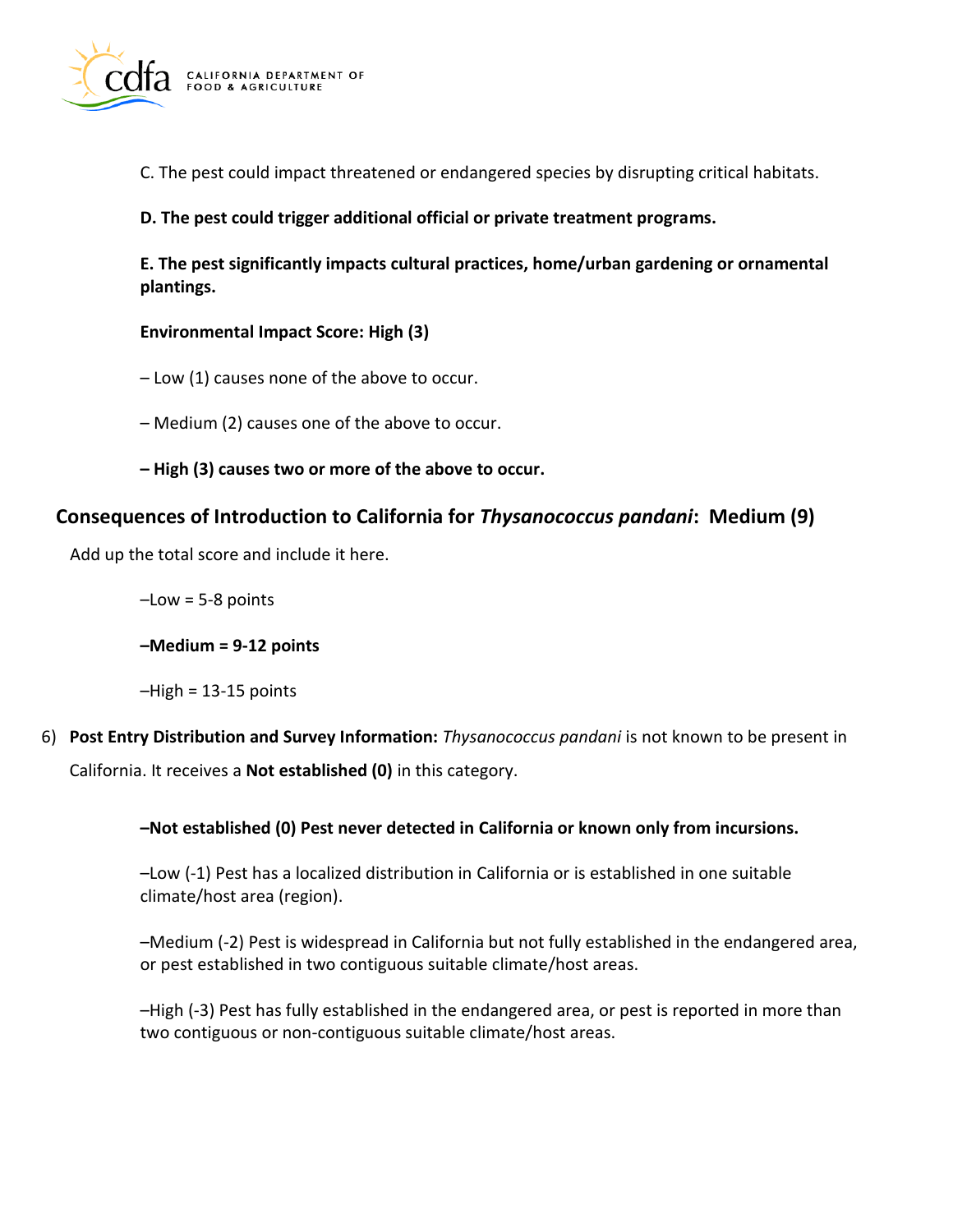C. The pest could impact threatened or endangered species by disrupting critical habitats.

**D. The pest could trigger additional official or private treatment programs.**

**E. The pest significantly impacts cultural practices, home/urban gardening or ornamental plantings.**

**Environmental Impact Score: High (3)**

– Low (1) causes none of the above to occur.

– Medium (2) causes one of the above to occur.

**– High (3) causes two or more of the above to occur.**

## Consequences of Introduction to California for *Thysanococcus pandani*: Medium (9)

Add up the total score and include it here.

–Low = 5-8 points

**–Medium = 9-12 points**

–High = 13-15 points

6) **Post Entry Distribution and Survey Information:** *Thysanococcus pandani* is not known to be present in California. It receives a **Not established (0)** in this category.

**–Not established (0) Pest never detected in California or known only from incursions.**

–Low (-1) Pest has a localized distribution in California or is established in one suitable climate/host area (region).

–Medium (-2) Pest is widespread in California but not fully established in the endangered area, or pest established in two contiguous suitable climate/host areas.

–High (-3) Pest has fully established in the endangered area, or pest is reported in more than two contiguous or non-contiguous suitable climate/host areas.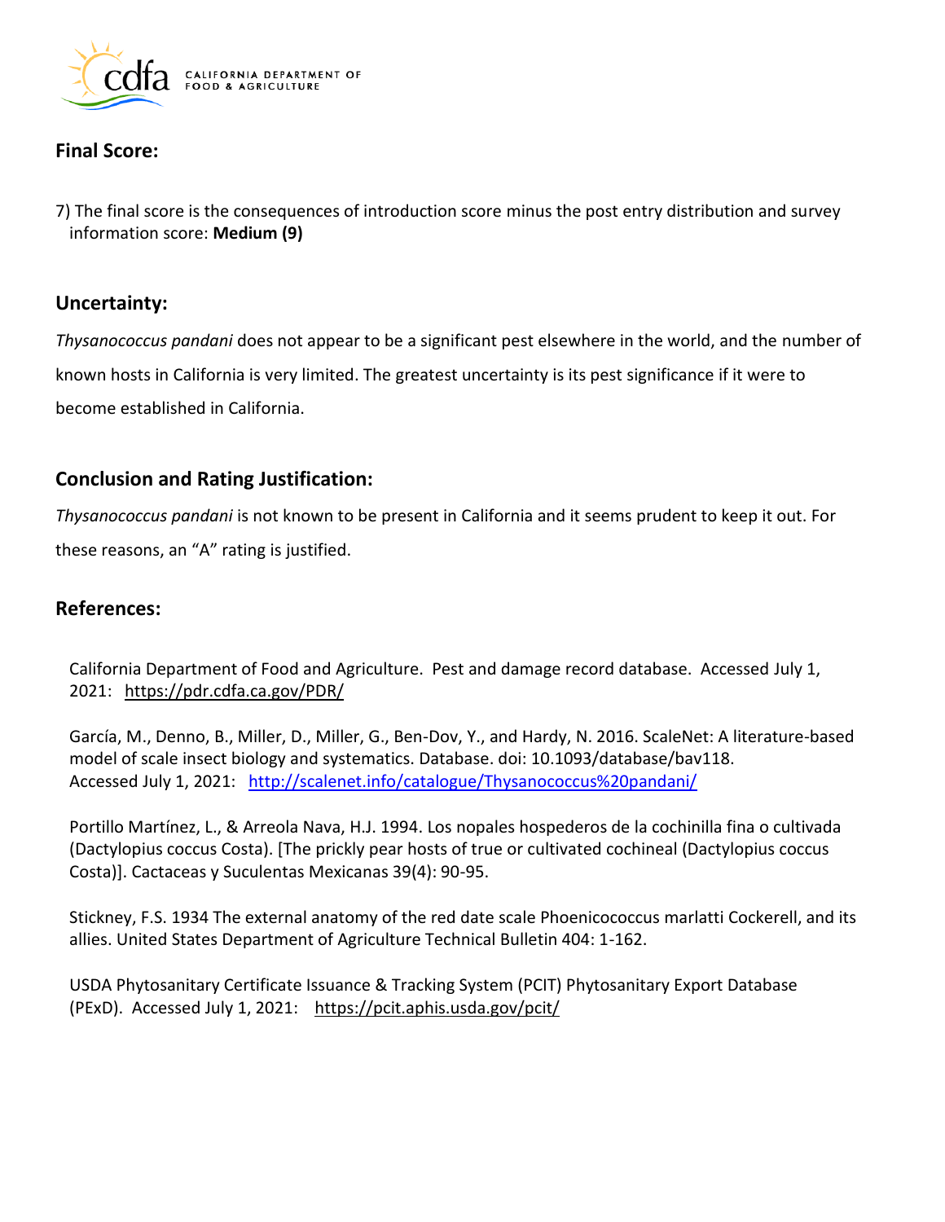## Final Score:

7) The final score is the consequences of introduction score minus the post entry distribution and survey information score: **Medium (9)**

## Uncertainty:

*Thysanococcus pandani* does not appear to be a significant pest elsewhere in the world, and the number of known hosts in California is very limited. The greatest uncertainty is its pest significance if it were to become established in California.

## Conclusion and Rating Justification:

*Thysanococcus pandani* is not known to be present in California and it seems prudent to keep it out. For these reasons, an "A" rating is justified.

## References:

California Department of Food and Agriculture. Pest and damage record database. Accessed July 1, 2021: https://pdr.cdfa.ca.gov/PDR/

García, M., Denno, B., Miller, D., Miller, G., Ben-Dov, Y., and Hardy, N. 2016. ScaleNet: A literature-based model of scale insect biology and systematics. Database. doi: 10.1093/database/bav118. Accessed July 1, 2021: http://scalenet.info/catalogue/Thysanococcus%20pandani/

Portillo Martínez, L., & Arreola Nava, H.J. 1994. Los nopales hospederos de la cochinilla fina o cultivada (Dactylopius coccus Costa). [The prickly pear hosts of true or cultivated cochineal (Dactylopius coccus Costa)]. Cactaceas y Suculentas Mexicanas 39(4): 90-95.

Stickney, F.S. 1934 The external anatomy of the red date scale Phoenicococcus marlatti Cockerell, and its allies. United States Department of Agriculture Technical Bulletin 404: 1-162.

USDA Phytosanitary Certificate Issuance & Tracking System (PCIT) Phytosanitary Export Database (PExD). Accessed July 1, 2021: https://pcit.aphis.usda.gov/pcit/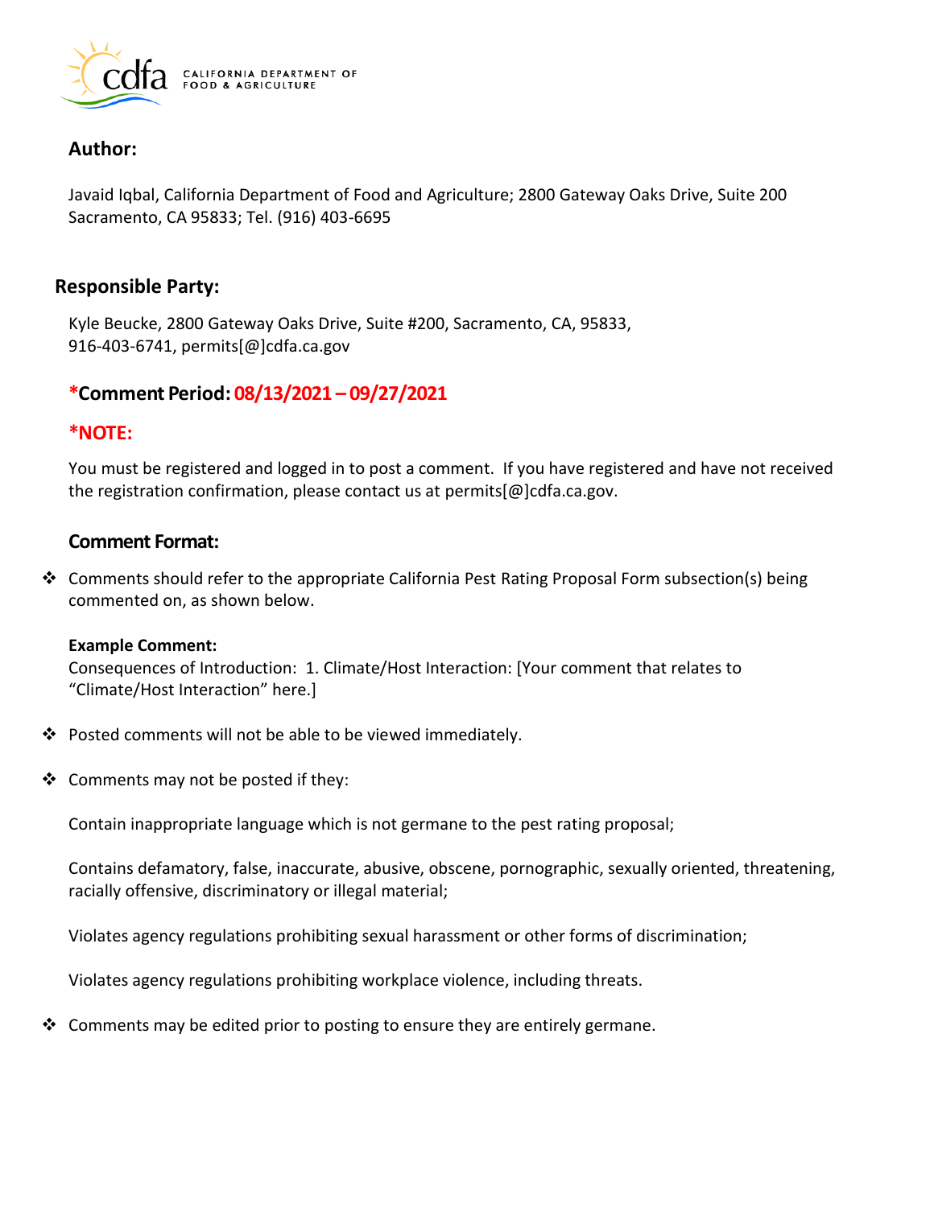## Author:

Javaid Iqbal, California Department of Food and Agriculture; 2800 Gateway Oaks Drive, Suite 200 Sacramento, CA 95833; Tel. (916) 403-6695

## Responsible Party:

Kyle Beucke, 2800 Gateway Oaks Drive, Suite #200, Sacramento, CA, 95833, 916-403-6741, permits[@]cdfa.ca.gov

## *Comment Period: 08/13/2021 – 09/27/2021

## *NOTE:

You must be registered and logged in to post a comment. If you have registered and have not received the registration confirmation, please contact us at permits[@]cdfa.ca.gov.

## Comment Format:

- Comments should refer to the appropriate California Pest Rating Proposal Form subsection(s) being commented on, as shown below.

  **Example Comment:**
  Consequences of Introduction: 1. Climate/Host Interaction: [Your comment that relates to "Climate/Host Interaction" here.]

- Posted comments will not be able to be viewed immediately.

- Comments may not be posted if they:

  Contain inappropriate language which is not germane to the pest rating proposal;

  Contains defamatory, false, inaccurate, abusive, obscene, pornographic, sexually oriented, threatening, racially offensive, discriminatory or illegal material;

  Violates agency regulations prohibiting sexual harassment or other forms of discrimination;

  Violates agency regulations prohibiting workplace violence, including threats.

- Comments may be edited prior to posting to ensure they are entirely germane.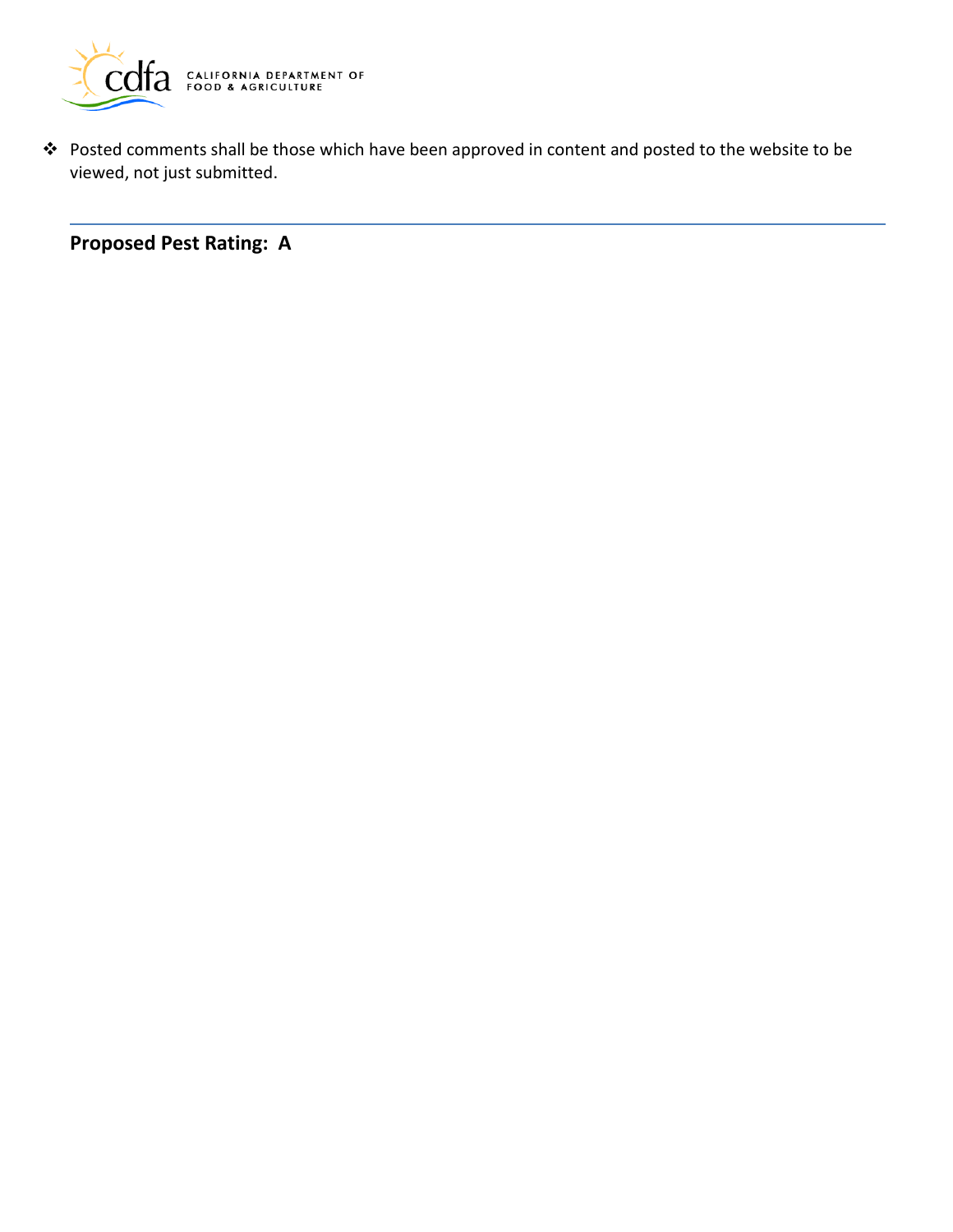- Posted comments shall be those which have been approved in content and posted to the website to be viewed, not just submitted.

---

**Proposed Pest Rating: A**